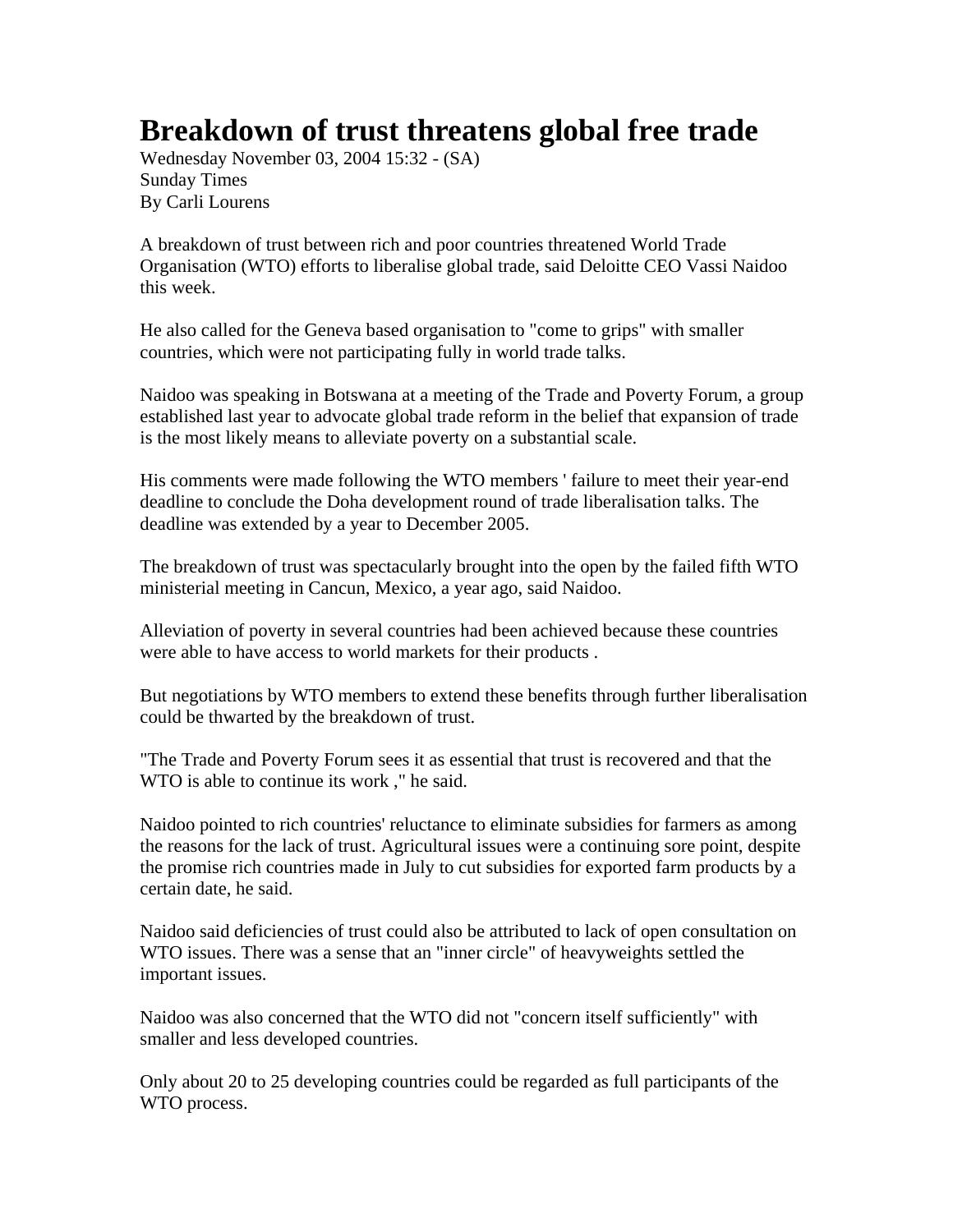# Breakdown of trust threatens global free trade

Wednesday November 03, 2004 15:32 - (SA)
Sunday Times
By Carli Lourens

A breakdown of trust between rich and poor countries threatened World Trade Organisation (WTO) efforts to liberalise global trade, said Deloitte CEO Vassi Naidoo this week.

He also called for the Geneva based organisation to "come to grips" with smaller countries, which were not participating fully in world trade talks.

Naidoo was speaking in Botswana at a meeting of the Trade and Poverty Forum, a group established last year to advocate global trade reform in the belief that expansion of trade is the most likely means to alleviate poverty on a substantial scale.

His comments were made following the WTO members ' failure to meet their year-end deadline to conclude the Doha development round of trade liberalisation talks. The deadline was extended by a year to December 2005.

The breakdown of trust was spectacularly brought into the open by the failed fifth WTO ministerial meeting in Cancun, Mexico, a year ago, said Naidoo.

Alleviation of poverty in several countries had been achieved because these countries were able to have access to world markets for their products .

But negotiations by WTO members to extend these benefits through further liberalisation could be thwarted by the breakdown of trust.

"The Trade and Poverty Forum sees it as essential that trust is recovered and that the WTO is able to continue its work ," he said.

Naidoo pointed to rich countries' reluctance to eliminate subsidies for farmers as among the reasons for the lack of trust. Agricultural issues were a continuing sore point, despite the promise rich countries made in July to cut subsidies for exported farm products by a certain date, he said.

Naidoo said deficiencies of trust could also be attributed to lack of open consultation on WTO issues. There was a sense that an "inner circle" of heavyweights settled the important issues.

Naidoo was also concerned that the WTO did not "concern itself sufficiently" with smaller and less developed countries.

Only about 20 to 25 developing countries could be regarded as full participants of the WTO process.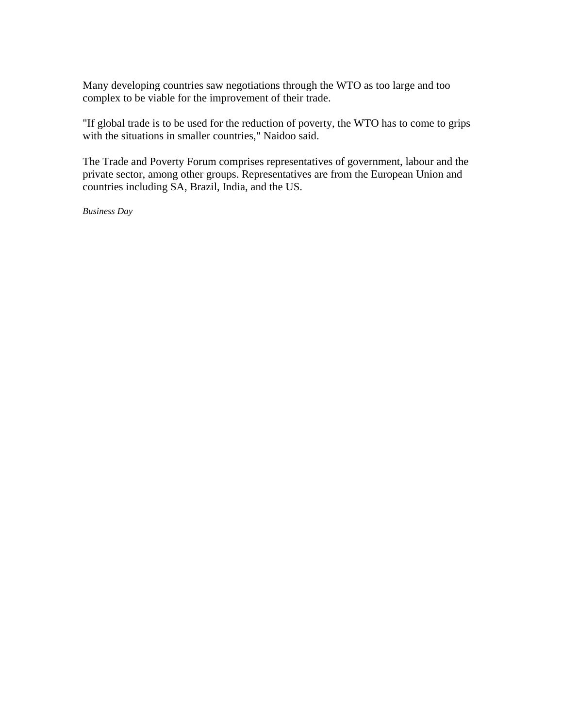Many developing countries saw negotiations through the WTO as too large and too complex to be viable for the improvement of their trade.

"If global trade is to be used for the reduction of poverty, the WTO has to come to grips with the situations in smaller countries," Naidoo said.

The Trade and Poverty Forum comprises representatives of government, labour and the private sector, among other groups. Representatives are from the European Union and countries including SA, Brazil, India, and the US.

*Business Day*